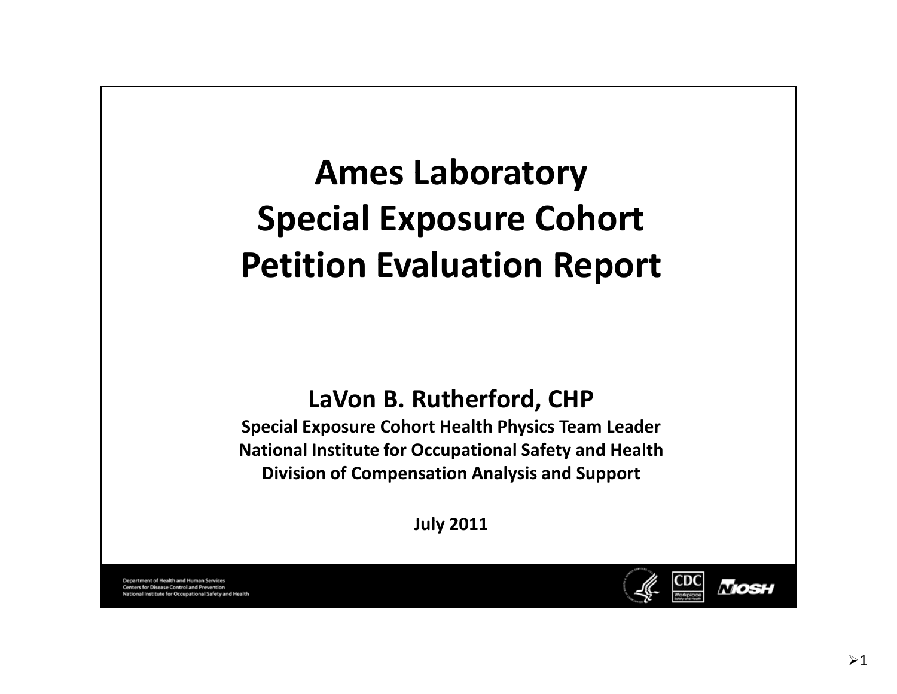# Ames Laboratory Special Exposure Cohort Petition Evaluation Report

**LaVon B. Rutherford, CHP**

**Special Exposure Cohort Health Physics Team Leader**
**National Institute for Occupational Safety and Health**
**Division of Compensation Analysis and Support**

**July 2011**

Department of Health and Human Services
Centers for Disease Control and Prevention
National Institute for Occupational Safety and Health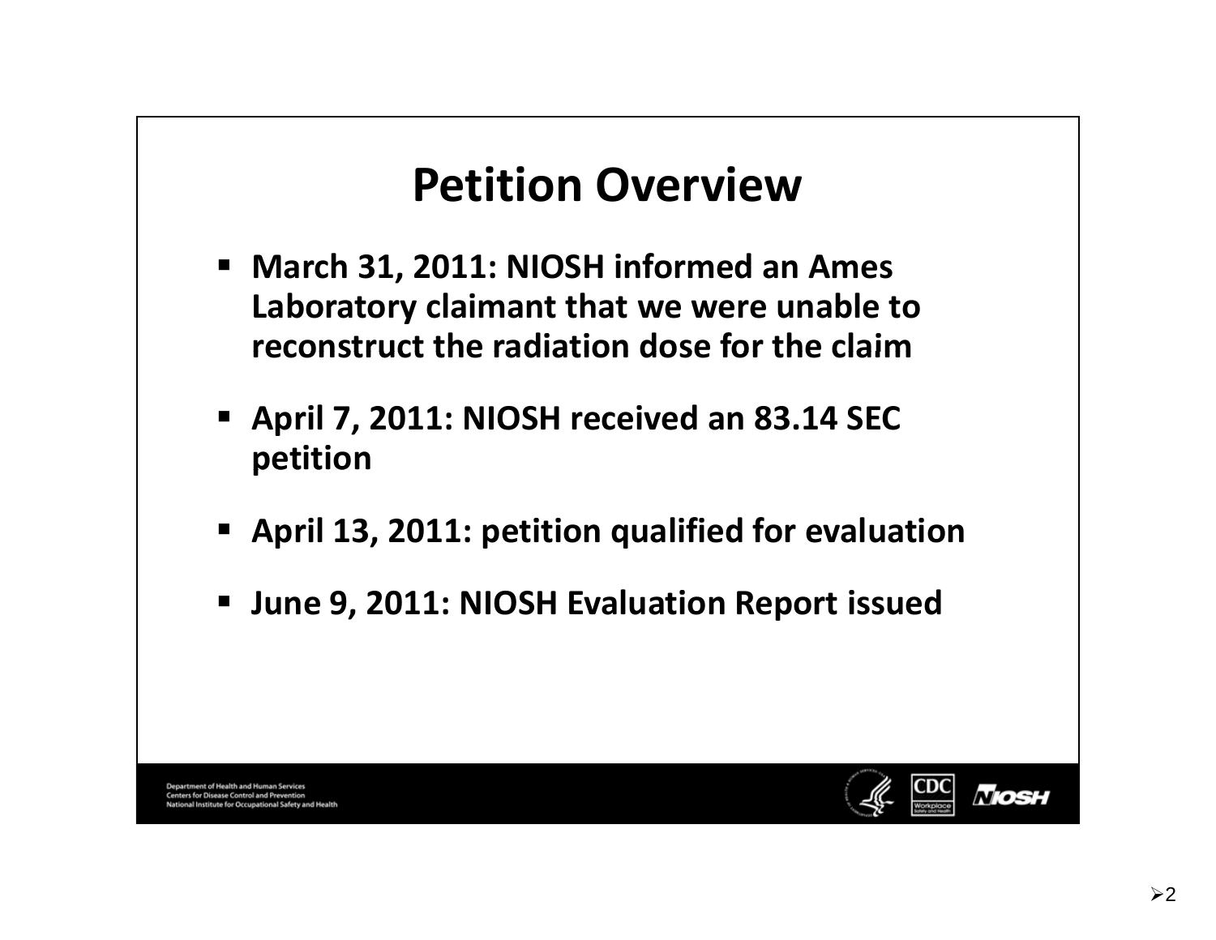# Petition Overview

- **March 31, 2011: NIOSH informed an Ames Laboratory claimant that we were unable to reconstruct the radiation dose for the claim**
- **April 7, 2011: NIOSH received an 83.14 SEC petition**
- **April 13, 2011: petition qualified for evaluation**
- **June 9, 2011: NIOSH Evaluation Report issued**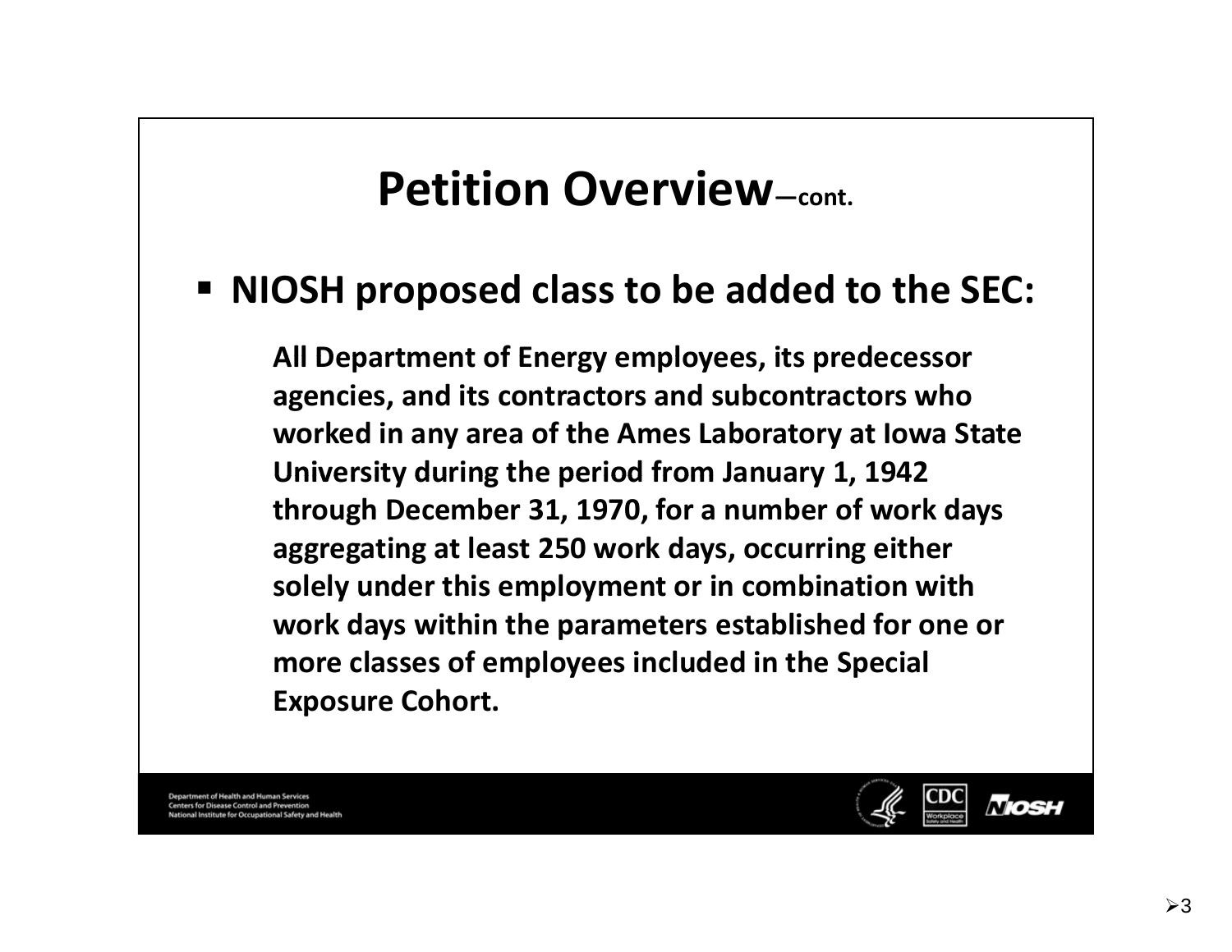# Petition Overview—cont.

- **NIOSH proposed class to be added to the SEC:**

  **All Department of Energy employees, its predecessor agencies, and its contractors and subcontractors who worked in any area of the Ames Laboratory at Iowa State University during the period from January 1, 1942 through December 31, 1970, for a number of work days aggregating at least 250 work days, occurring either solely under this employment or in combination with work days within the parameters established for one or more classes of employees included in the Special Exposure Cohort.**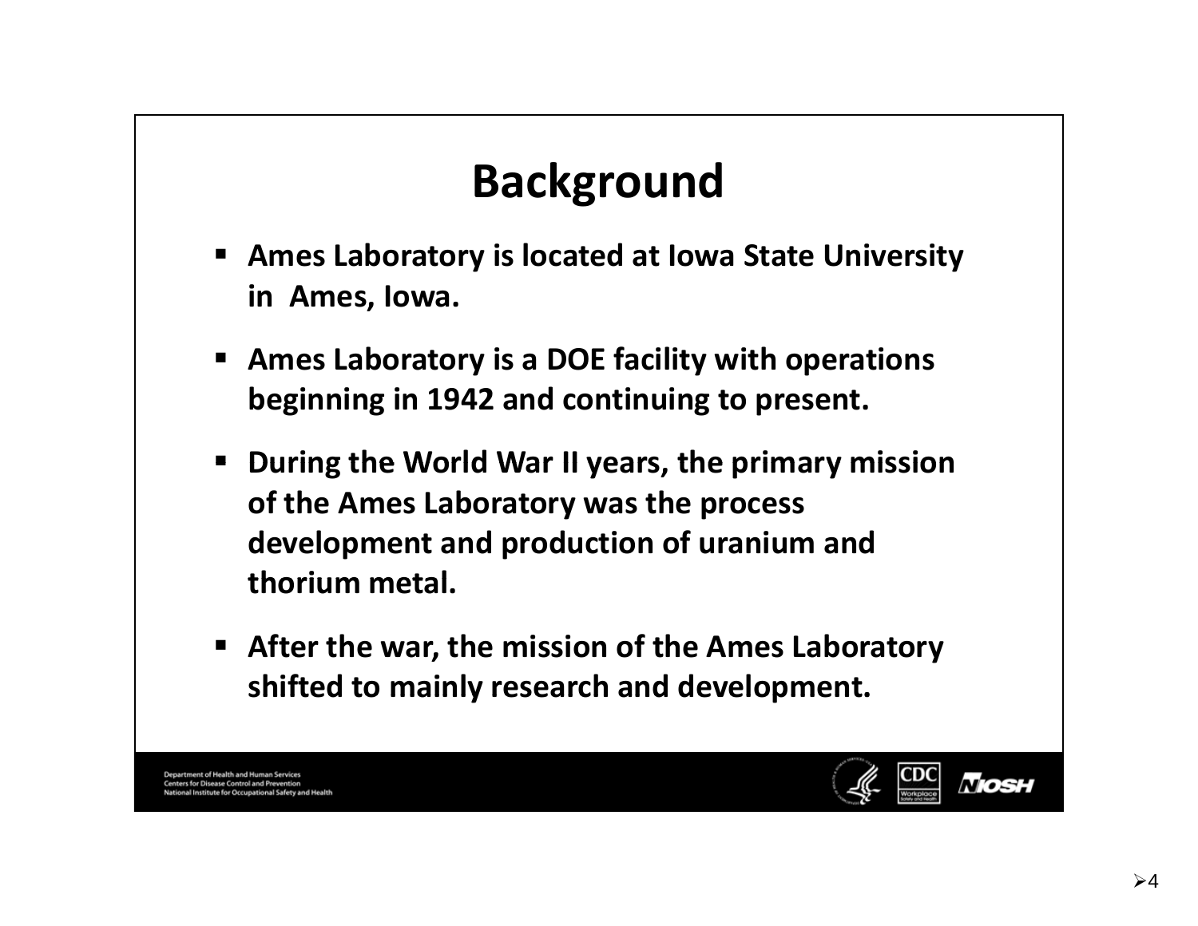# Background

- **Ames Laboratory is located at Iowa State University in Ames, Iowa.**
- **Ames Laboratory is a DOE facility with operations beginning in 1942 and continuing to present.**
- **During the World War II years, the primary mission of the Ames Laboratory was the process development and production of uranium and thorium metal.**
- **After the war, the mission of the Ames Laboratory shifted to mainly research and development.**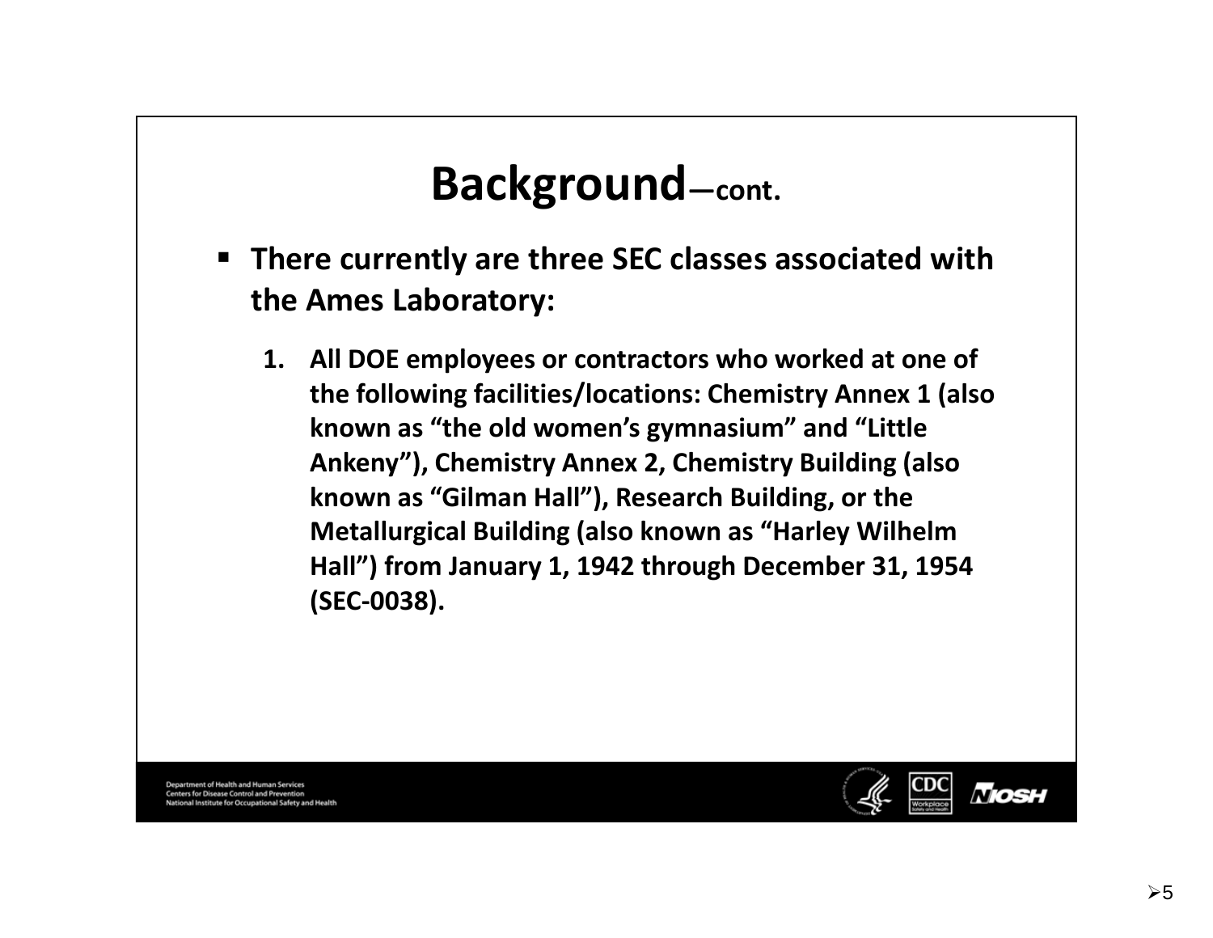# Background—cont.

- **There currently are three SEC classes associated with the Ames Laboratory:**

  1. **All DOE employees or contractors who worked at one of the following facilities/locations: Chemistry Annex 1 (also known as "the old women's gymnasium" and "Little Ankeny"), Chemistry Annex 2, Chemistry Building (also known as "Gilman Hall"), Research Building, or the Metallurgical Building (also known as "Harley Wilhelm Hall") from January 1, 1942 through December 31, 1954 (SEC-0038).**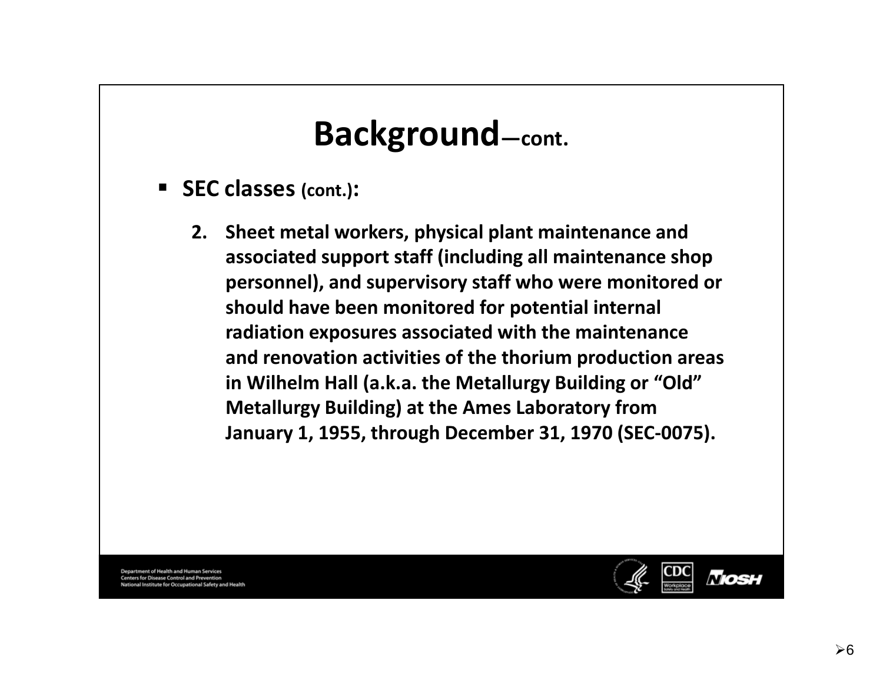# Background—cont.

- **SEC classes (cont.):**

  2. **Sheet metal workers, physical plant maintenance and associated support staff (including all maintenance shop personnel), and supervisory staff who were monitored or should have been monitored for potential internal radiation exposures associated with the maintenance and renovation activities of the thorium production areas in Wilhelm Hall (a.k.a. the Metallurgy Building or "Old" Metallurgy Building) at the Ames Laboratory from January 1, 1955, through December 31, 1970 (SEC-0075).**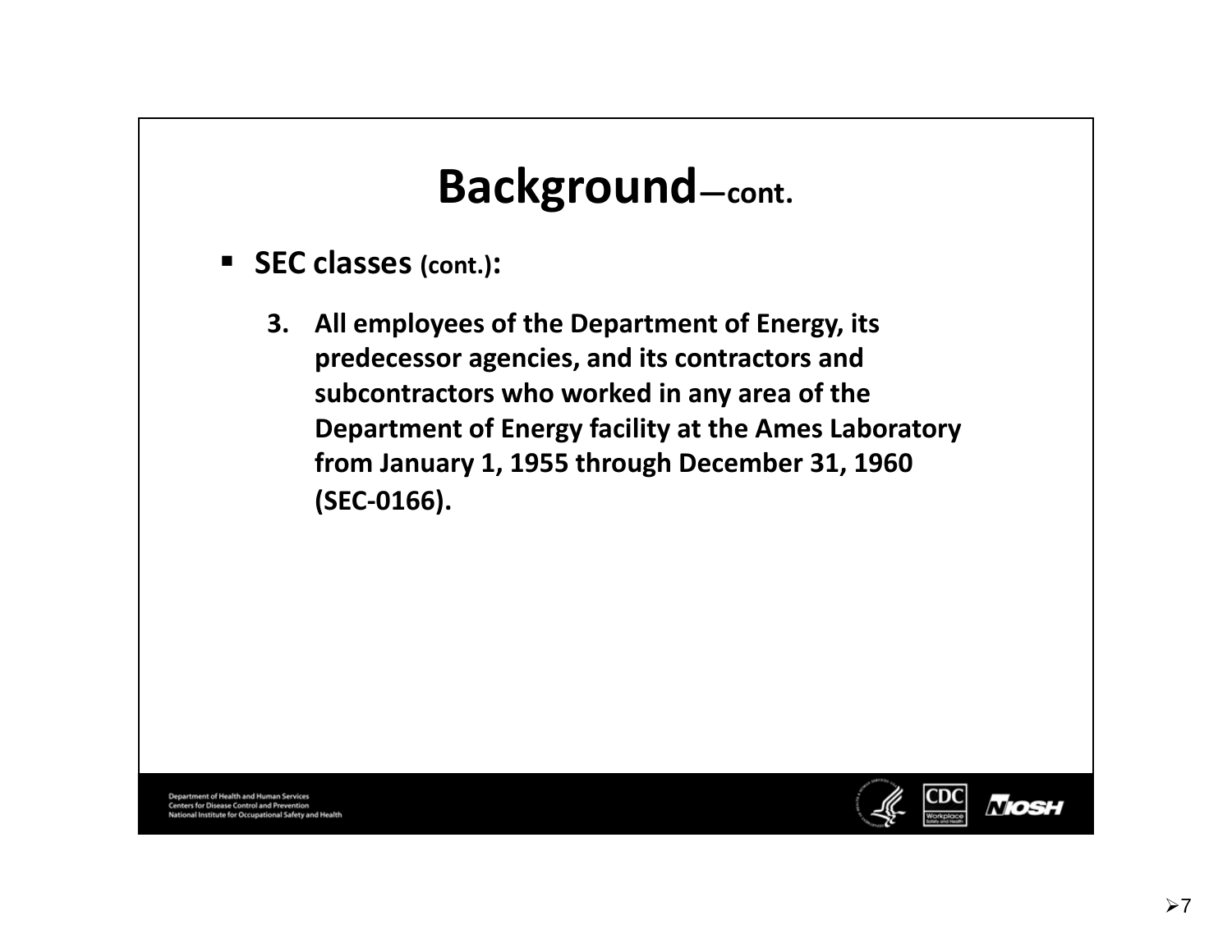# Background—cont.

- **SEC classes (cont.):**

  3. **All employees of the Department of Energy, its predecessor agencies, and its contractors and subcontractors who worked in any area of the Department of Energy facility at the Ames Laboratory from January 1, 1955 through December 31, 1960 (SEC-0166).**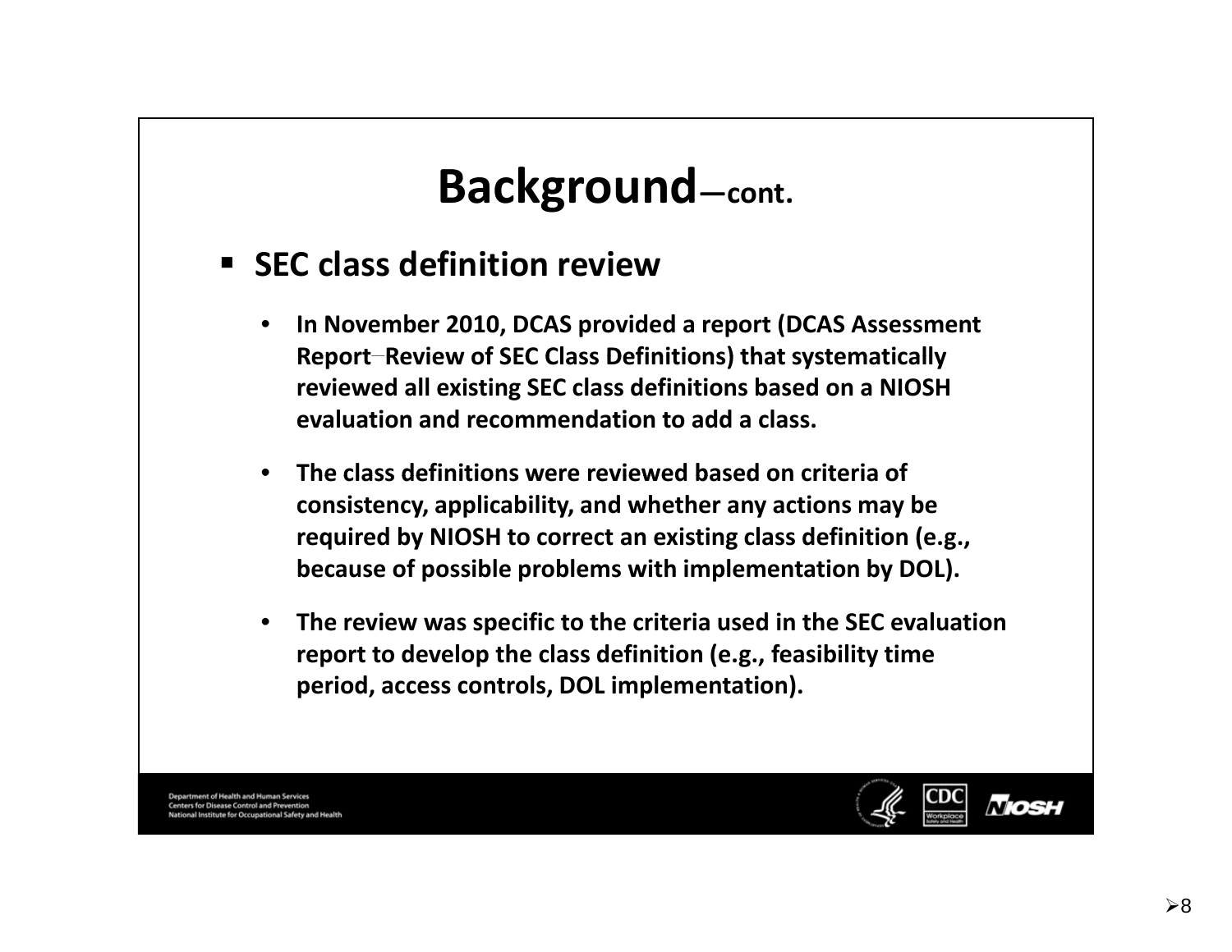# Background—cont.

- **SEC class definition review**
  - **In November 2010, DCAS provided a report (DCAS Assessment Report–Review of SEC Class Definitions) that systematically reviewed all existing SEC class definitions based on a NIOSH evaluation and recommendation to add a class.**
  - **The class definitions were reviewed based on criteria of consistency, applicability, and whether any actions may be required by NIOSH to correct an existing class definition (e.g., because of possible problems with implementation by DOL).**
  - **The review was specific to the criteria used in the SEC evaluation report to develop the class definition (e.g., feasibility time period, access controls, DOL implementation).**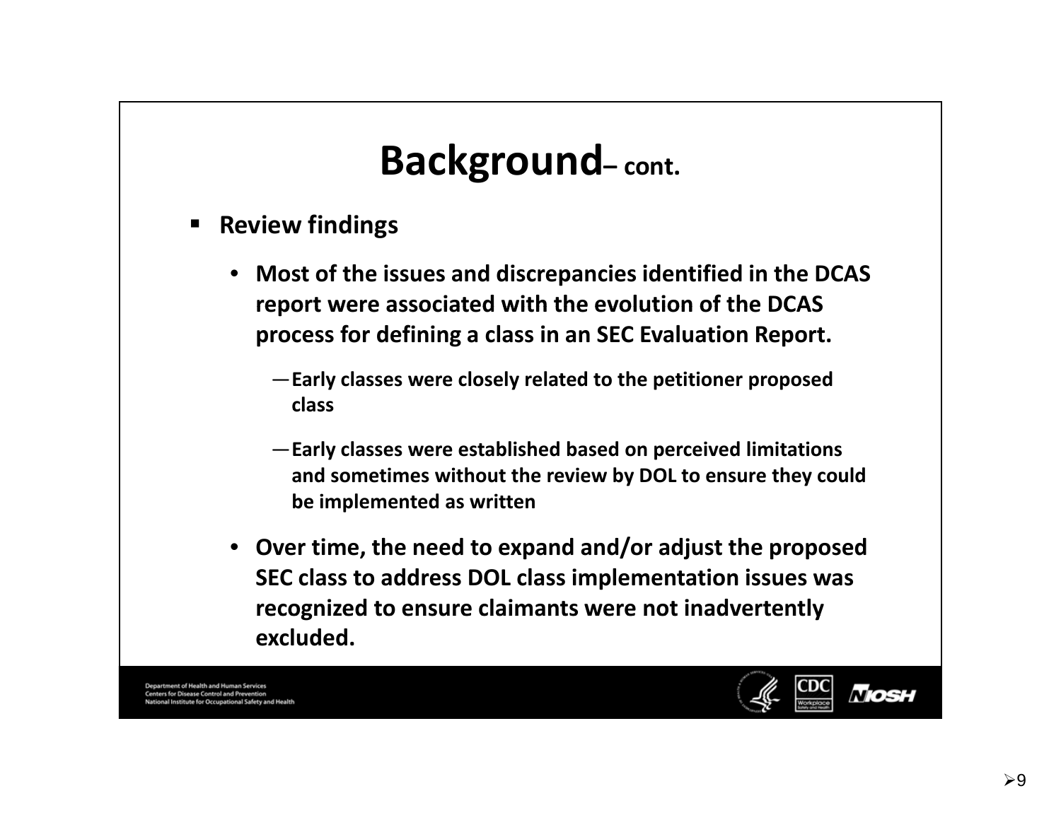# Background– cont.

- **Review findings**
  - **Most of the issues and discrepancies identified in the DCAS report were associated with the evolution of the DCAS process for defining a class in an SEC Evaluation Report.**
    - **Early classes were closely related to the petitioner proposed class**
    - **Early classes were established based on perceived limitations and sometimes without the review by DOL to ensure they could be implemented as written**
  - **Over time, the need to expand and/or adjust the proposed SEC class to address DOL class implementation issues was recognized to ensure claimants were not inadvertently excluded.**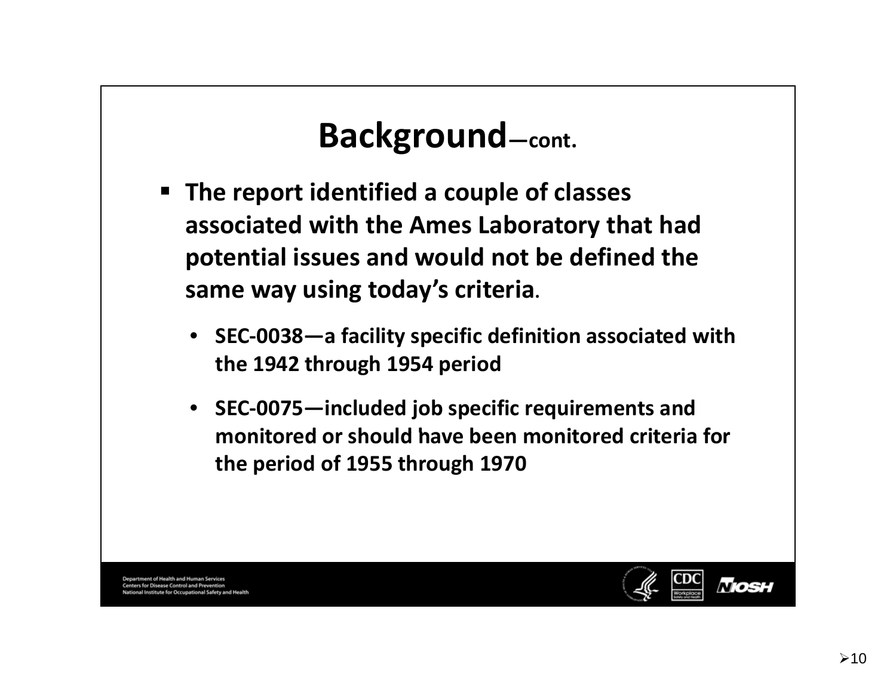# Background—cont.

- **The report identified a couple of classes associated with the Ames Laboratory that had potential issues and would not be defined the same way using today's criteria.**
  - **SEC-0038—a facility specific definition associated with the 1942 through 1954 period**
  - **SEC-0075—included job specific requirements and monitored or should have been monitored criteria for the period of 1955 through 1970**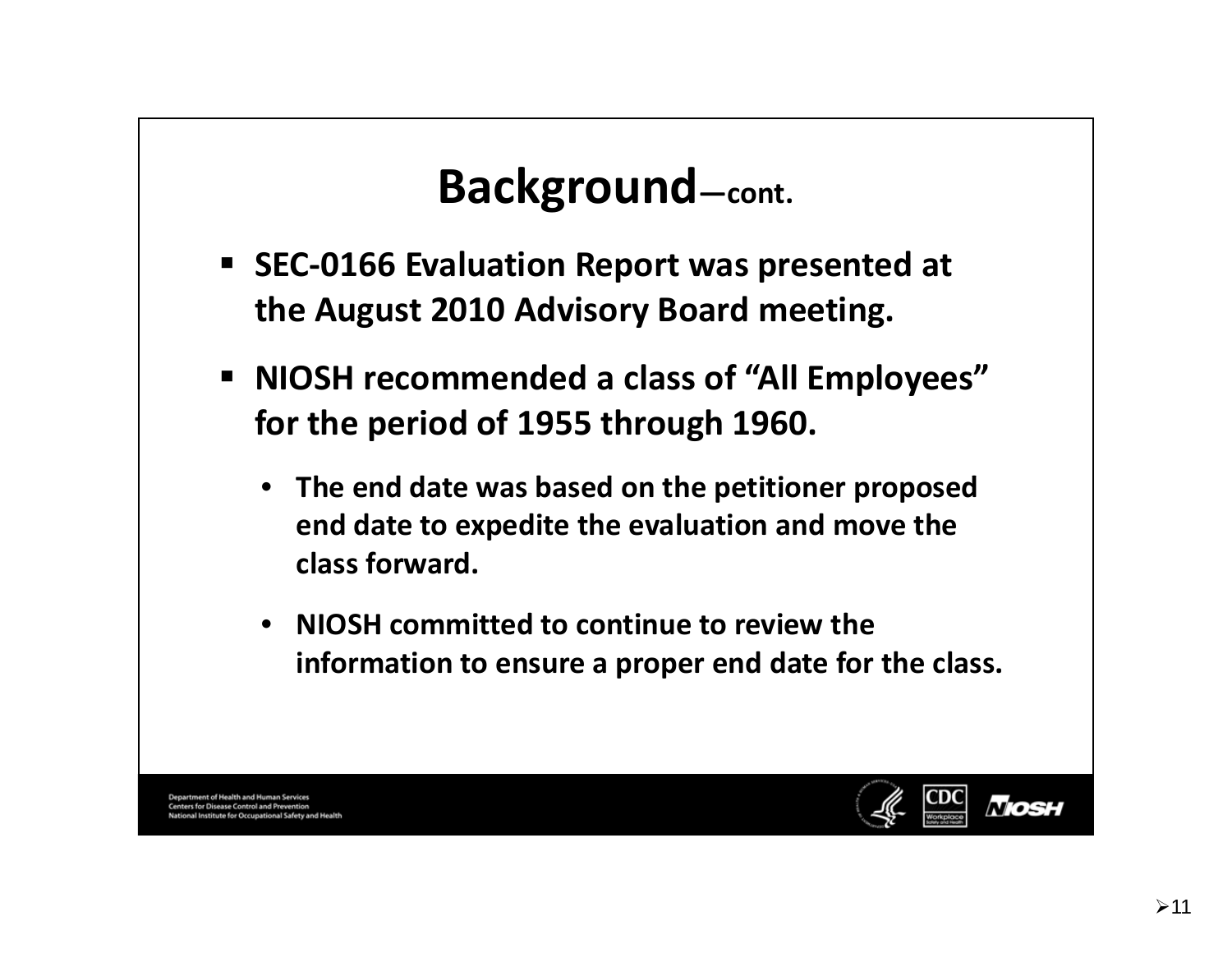# Background—cont.

- **SEC-0166 Evaluation Report was presented at the August 2010 Advisory Board meeting.**
- **NIOSH recommended a class of "All Employees" for the period of 1955 through 1960.**
  - **The end date was based on the petitioner proposed end date to expedite the evaluation and move the class forward.**
  - **NIOSH committed to continue to review the information to ensure a proper end date for the class.**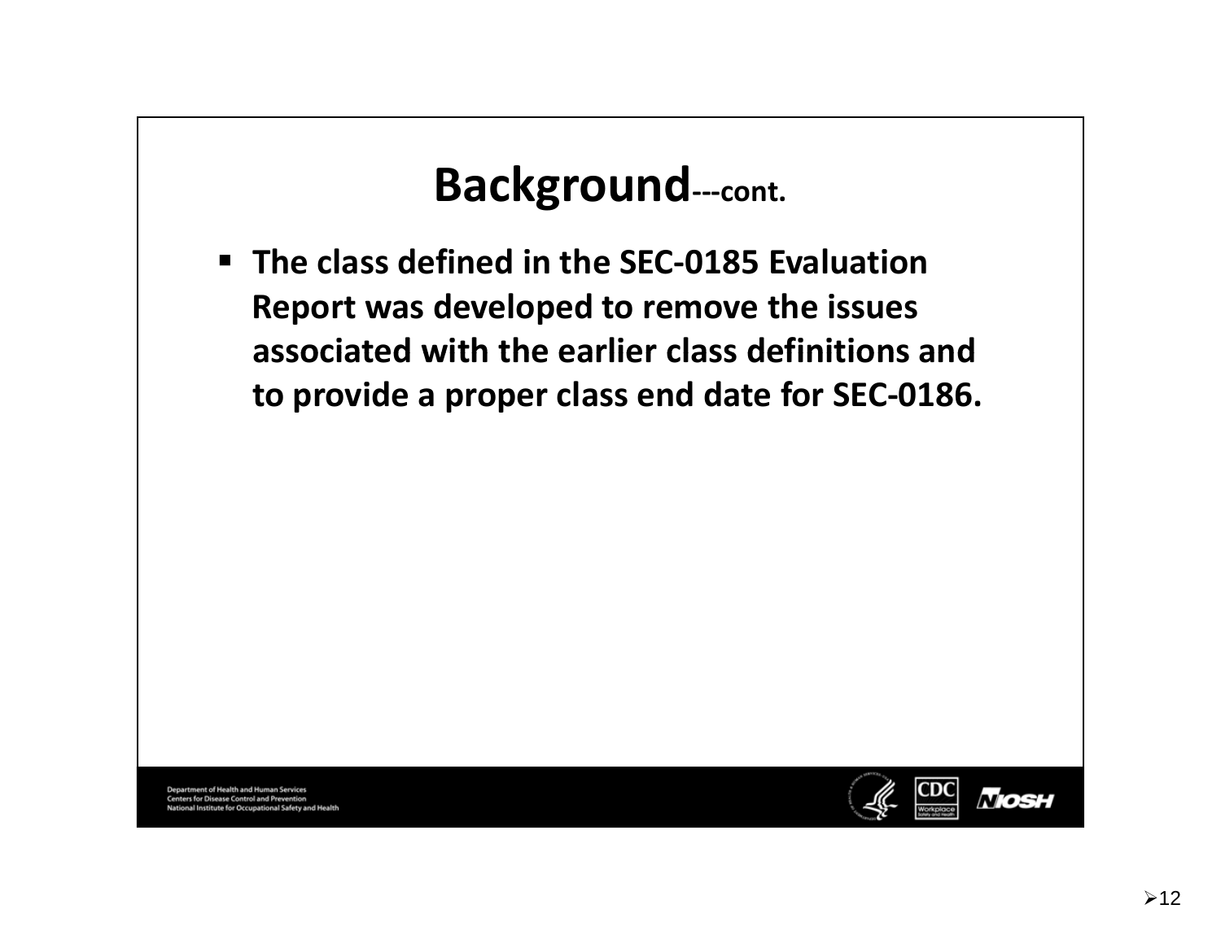# Background---cont.

- The class defined in the SEC-0185 Evaluation Report was developed to remove the issues associated with the earlier class definitions and to provide a proper class end date for SEC-0186.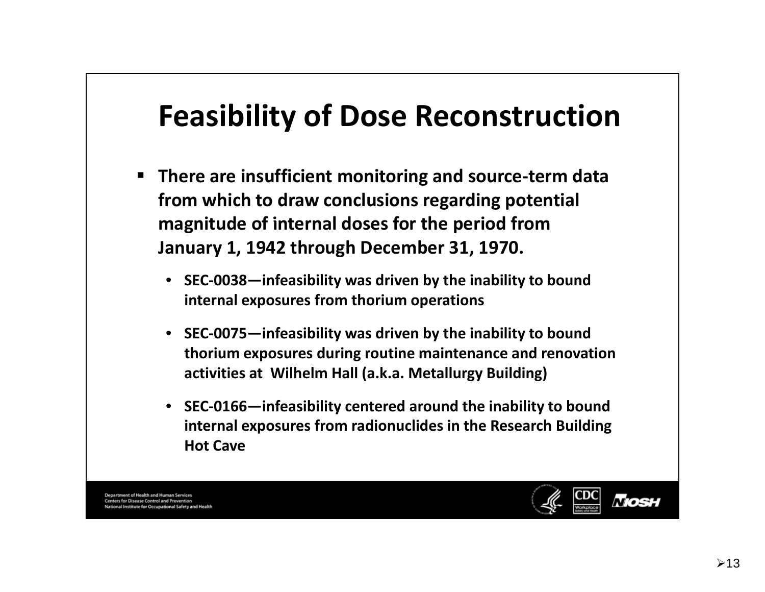# Feasibility of Dose Reconstruction

- **There are insufficient monitoring and source-term data from which to draw conclusions regarding potential magnitude of internal doses for the period from January 1, 1942 through December 31, 1970.**
  - **SEC-0038—infeasibility was driven by the inability to bound internal exposures from thorium operations**
  - **SEC-0075—infeasibility was driven by the inability to bound thorium exposures during routine maintenance and renovation activities at Wilhelm Hall (a.k.a. Metallurgy Building)**
  - **SEC-0166—infeasibility centered around the inability to bound internal exposures from radionuclides in the Research Building Hot Cave**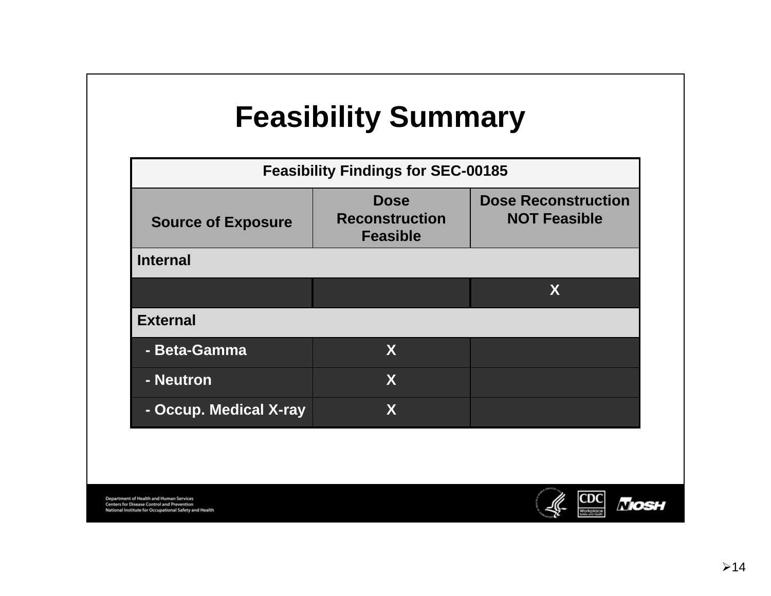# Feasibility Summary

| Feasibility Findings for SEC-00185 | | |
|---|---|---|
| **Source of Exposure** | **Dose Reconstruction Feasible** | **Dose Reconstruction NOT Feasible** |
| **Internal** | | |
| | | X |
| **External** | | |
| - Beta-Gamma | X | |
| - Neutron | X | |
| - Occup. Medical X-ray | X | |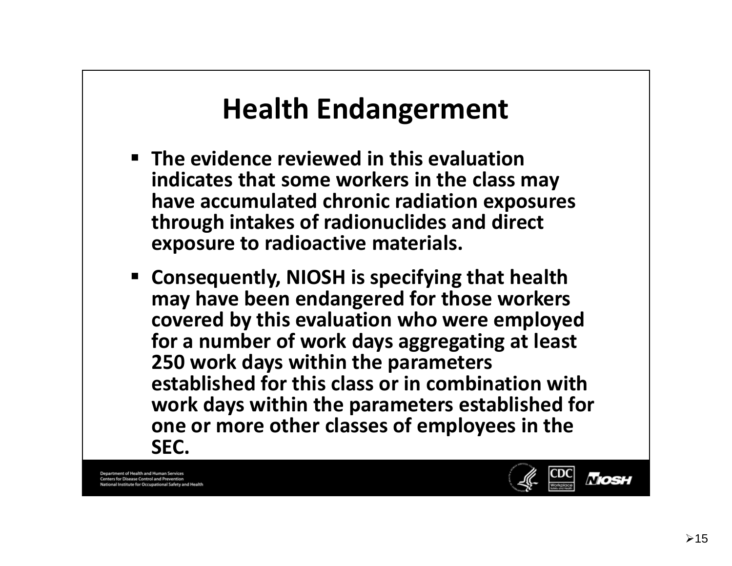# Health Endangerment

- The evidence reviewed in this evaluation indicates that some workers in the class may have accumulated chronic radiation exposures through intakes of radionuclides and direct exposure to radioactive materials.
- Consequently, NIOSH is specifying that health may have been endangered for those workers covered by this evaluation who were employed for a number of work days aggregating at least 250 work days within the parameters established for this class or in combination with work days within the parameters established for one or more other classes of employees in the SEC.

Department of Health and Human Services
Centers for Disease Control and Prevention
National Institute for Occupational Safety and Health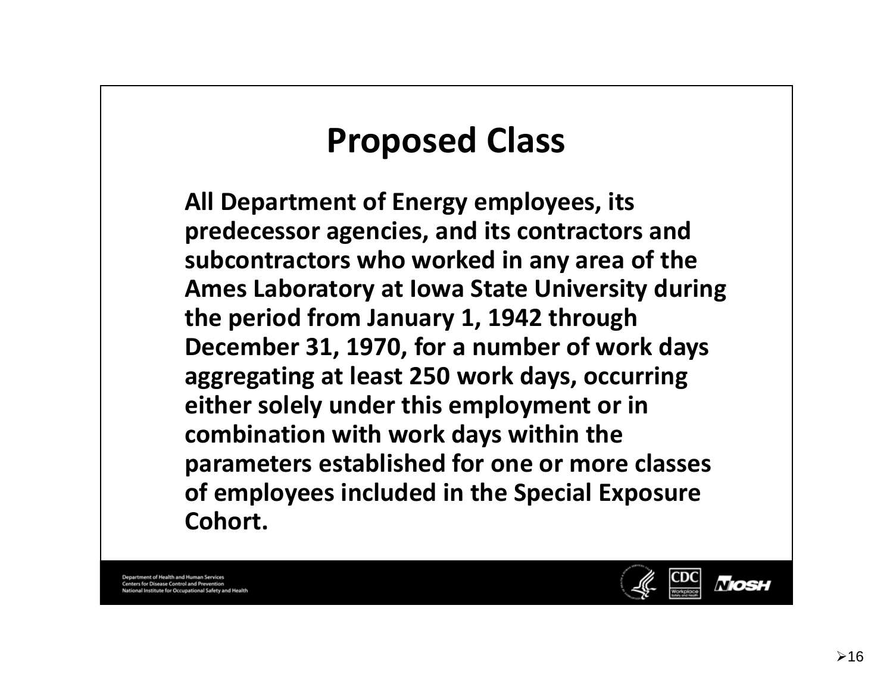# Proposed Class

**All Department of Energy employees, its predecessor agencies, and its contractors and subcontractors who worked in any area of the Ames Laboratory at Iowa State University during the period from January 1, 1942 through December 31, 1970, for a number of work days aggregating at least 250 work days, occurring either solely under this employment or in combination with work days within the parameters established for one or more classes of employees included in the Special Exposure Cohort.**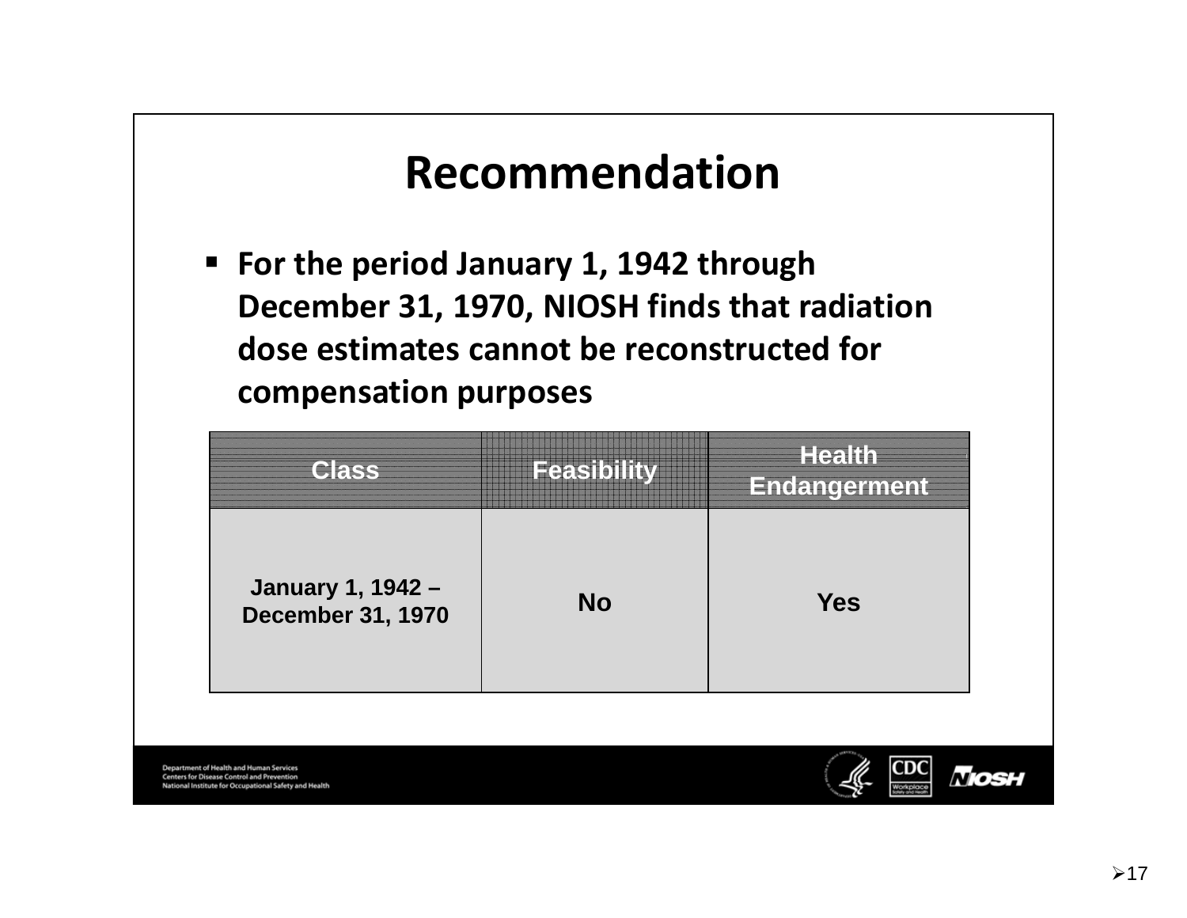# Recommendation

- **For the period January 1, 1942 through December 31, 1970, NIOSH finds that radiation dose estimates cannot be reconstructed for compensation purposes**

| Class | Feasibility | Health Endangerment |
|---|---|---|
| **January 1, 1942 – December 31, 1970** | **No** | **Yes** |

Department of Health and Human Services
Centers for Disease Control and Prevention
National Institute for Occupational Safety and Health